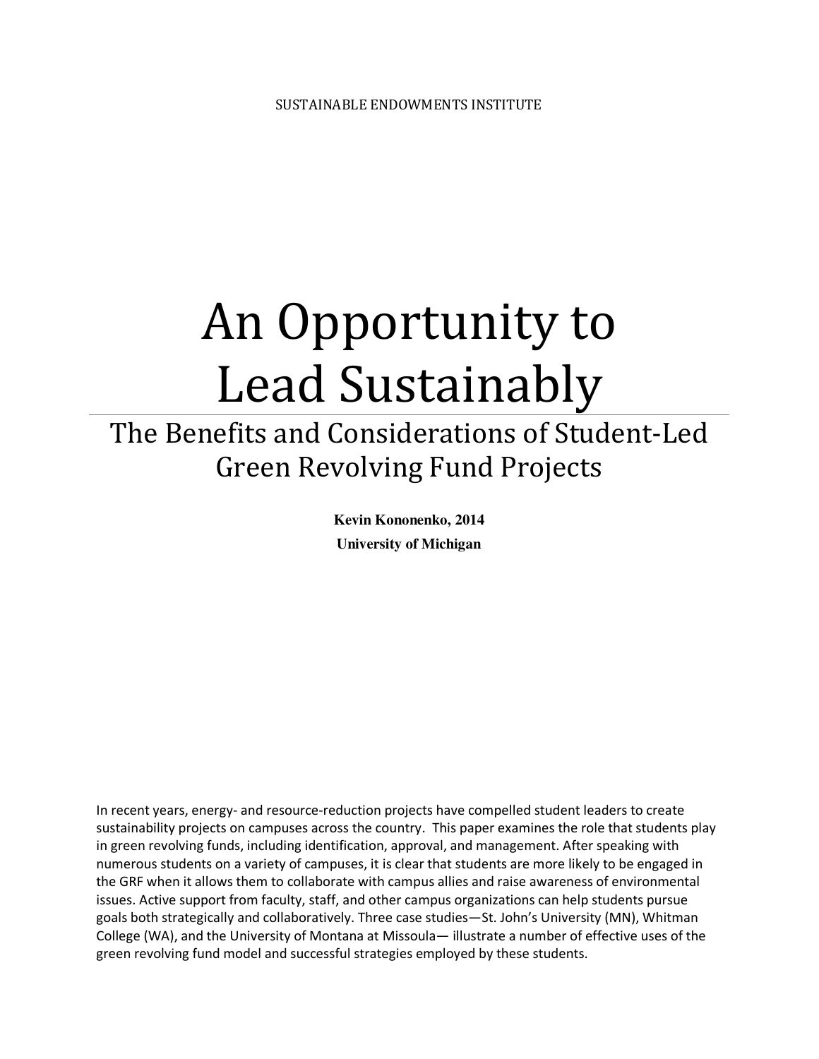SUSTAINABLE ENDOWMENTS INSTITUTE

# An Opportunity to Lead Sustainably

## The Benefits and Considerations of Student-Led Green Revolving Fund Projects

**Kevin Kononenko, 2014**

**University of Michigan**

In recent years, energy- and resource-reduction projects have compelled student leaders to create sustainability projects on campuses across the country. This paper examines the role that students play in green revolving funds, including identification, approval, and management. After speaking with numerous students on a variety of campuses, it is clear that students are more likely to be engaged in the GRF when it allows them to collaborate with campus allies and raise awareness of environmental issues. Active support from faculty, staff, and other campus organizations can help students pursue goals both strategically and collaboratively. Three case studies—St. John's University (MN), Whitman College (WA), and the University of Montana at Missoula— illustrate a number of effective uses of the green revolving fund model and successful strategies employed by these students.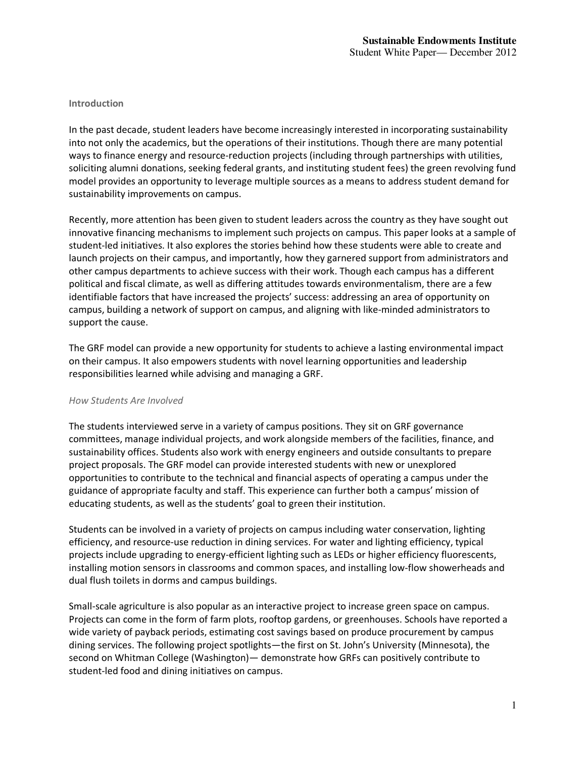## Introduction

In the past decade, student leaders have become increasingly interested in incorporating sustainability into not only the academics, but the operations of their institutions. Though there are many potential ways to finance energy and resource-reduction projects (including through partnerships with utilities, soliciting alumni donations, seeking federal grants, and instituting student fees) the green revolving fund model provides an opportunity to leverage multiple sources as a means to address student demand for sustainability improvements on campus.

Recently, more attention has been given to student leaders across the country as they have sought out innovative financing mechanisms to implement such projects on campus. This paper looks at a sample of student-led initiatives. It also explores the stories behind how these students were able to create and launch projects on their campus, and importantly, how they garnered support from administrators and other campus departments to achieve success with their work. Though each campus has a different political and fiscal climate, as well as differing attitudes towards environmentalism, there are a few identifiable factors that have increased the projects' success: addressing an area of opportunity on campus, building a network of support on campus, and aligning with like-minded administrators to support the cause.

The GRF model can provide a new opportunity for students to achieve a lasting environmental impact on their campus. It also empowers students with novel learning opportunities and leadership responsibilities learned while advising and managing a GRF.

### *How Students Are Involved*

The students interviewed serve in a variety of campus positions. They sit on GRF governance committees, manage individual projects, and work alongside members of the facilities, finance, and sustainability offices. Students also work with energy engineers and outside consultants to prepare project proposals. The GRF model can provide interested students with new or unexplored opportunities to contribute to the technical and financial aspects of operating a campus under the guidance of appropriate faculty and staff. This experience can further both a campus' mission of educating students, as well as the students' goal to green their institution.

Students can be involved in a variety of projects on campus including water conservation, lighting efficiency, and resource-use reduction in dining services. For water and lighting efficiency, typical projects include upgrading to energy-efficient lighting such as LEDs or higher efficiency fluorescents, installing motion sensors in classrooms and common spaces, and installing low-flow showerheads and dual flush toilets in dorms and campus buildings.

Small-scale agriculture is also popular as an interactive project to increase green space on campus. Projects can come in the form of farm plots, rooftop gardens, or greenhouses. Schools have reported a wide variety of payback periods, estimating cost savings based on produce procurement by campus dining services. The following project spotlights—the first on St. John's University (Minnesota), the second on Whitman College (Washington)— demonstrate how GRFs can positively contribute to student-led food and dining initiatives on campus.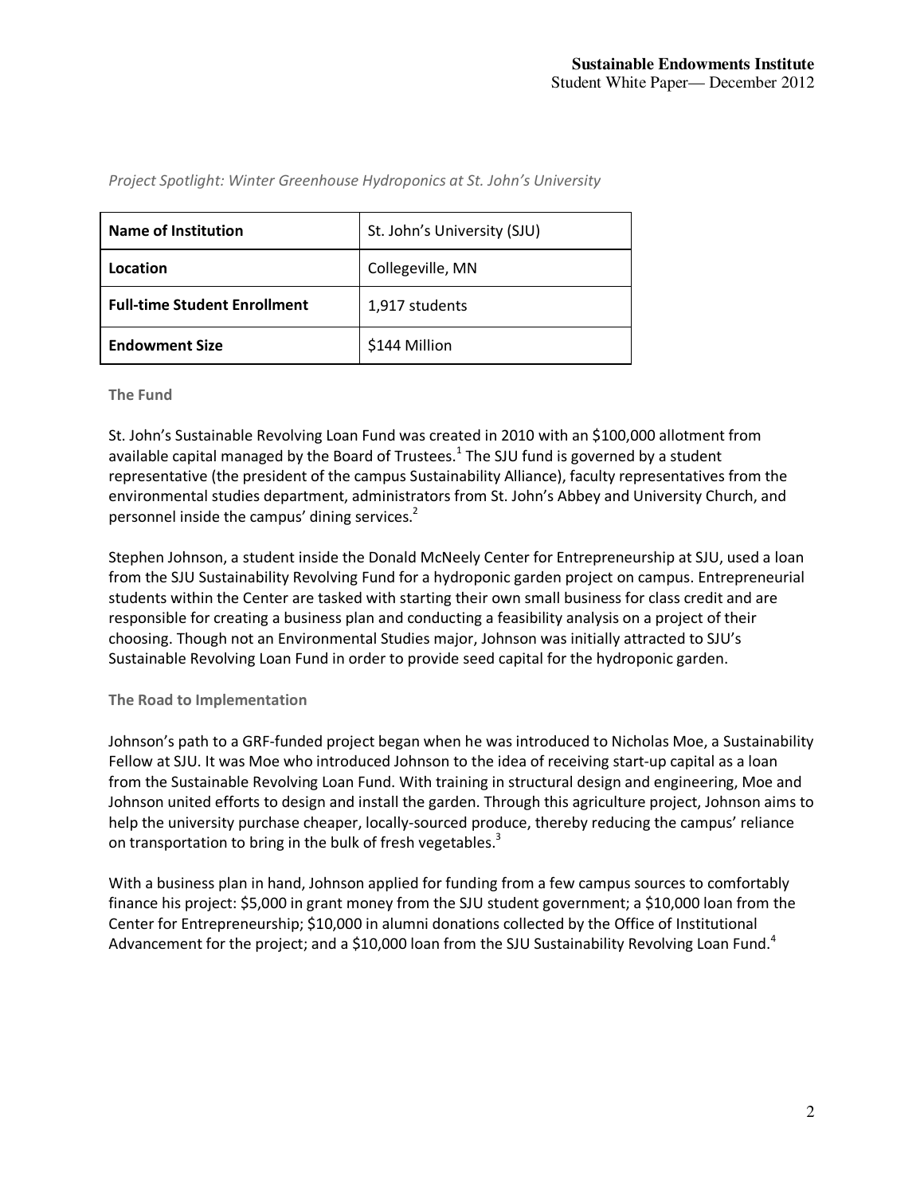*Project Spotlight: Winter Greenhouse Hydroponics at St. John's University*

| **Name of Institution** | St. John's University (SJU) |
|---|---|
| **Location** | Collegeville, MN |
| **Full-time Student Enrollment** | 1,917 students |
| **Endowment Size** | $144 Million |

### The Fund

St. John's Sustainable Revolving Loan Fund was created in 2010 with an $100,000 allotment from available capital managed by the Board of Trustees.[1] The SJU fund is governed by a student representative (the president of the campus Sustainability Alliance), faculty representatives from the environmental studies department, administrators from St. John's Abbey and University Church, and personnel inside the campus' dining services.[2]

Stephen Johnson, a student inside the Donald McNeely Center for Entrepreneurship at SJU, used a loan from the SJU Sustainability Revolving Fund for a hydroponic garden project on campus. Entrepreneurial students within the Center are tasked with starting their own small business for class credit and are responsible for creating a business plan and conducting a feasibility analysis on a project of their choosing. Though not an Environmental Studies major, Johnson was initially attracted to SJU's Sustainable Revolving Loan Fund in order to provide seed capital for the hydroponic garden.

### The Road to Implementation

Johnson's path to a GRF-funded project began when he was introduced to Nicholas Moe, a Sustainability Fellow at SJU. It was Moe who introduced Johnson to the idea of receiving start-up capital as a loan from the Sustainable Revolving Loan Fund. With training in structural design and engineering, Moe and Johnson united efforts to design and install the garden. Through this agriculture project, Johnson aims to help the university purchase cheaper, locally-sourced produce, thereby reducing the campus' reliance on transportation to bring in the bulk of fresh vegetables.[3]

With a business plan in hand, Johnson applied for funding from a few campus sources to comfortably finance his project: $5,000 in grant money from the SJU student government; a $10,000 loan from the Center for Entrepreneurship; $10,000 in alumni donations collected by the Office of Institutional Advancement for the project; and a $10,000 loan from the SJU Sustainability Revolving Loan Fund.[4]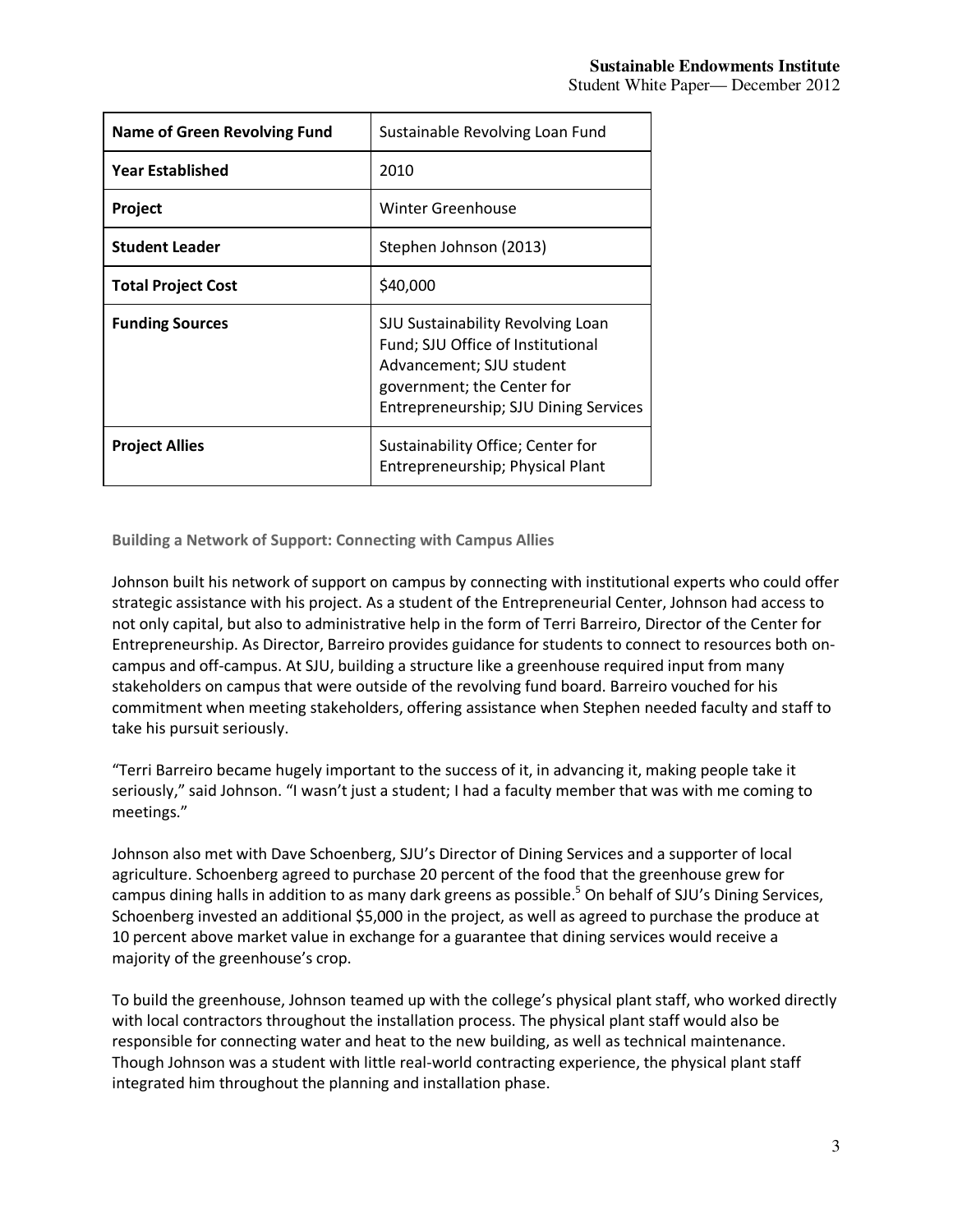| Name of Green Revolving Fund | Sustainable Revolving Loan Fund |
|---|---|
| **Year Established** | 2010 |
| **Project** | Winter Greenhouse |
| **Student Leader** | Stephen Johnson (2013) |
| **Total Project Cost** | $40,000 |
| **Funding Sources** | SJU Sustainability Revolving Loan Fund; SJU Office of Institutional Advancement; SJU student government; the Center for Entrepreneurship; SJU Dining Services |
| **Project Allies** | Sustainability Office; Center for Entrepreneurship; Physical Plant |

### Building a Network of Support: Connecting with Campus Allies

Johnson built his network of support on campus by connecting with institutional experts who could offer strategic assistance with his project. As a student of the Entrepreneurial Center, Johnson had access to not only capital, but also to administrative help in the form of Terri Barreiro, Director of the Center for Entrepreneurship. As Director, Barreiro provides guidance for students to connect to resources both on-campus and off-campus. At SJU, building a structure like a greenhouse required input from many stakeholders on campus that were outside of the revolving fund board. Barreiro vouched for his commitment when meeting stakeholders, offering assistance when Stephen needed faculty and staff to take his pursuit seriously.

"Terri Barreiro became hugely important to the success of it, in advancing it, making people take it seriously," said Johnson. "I wasn't just a student; I had a faculty member that was with me coming to meetings."

Johnson also met with Dave Schoenberg, SJU's Director of Dining Services and a supporter of local agriculture. Schoenberg agreed to purchase 20 percent of the food that the greenhouse grew for campus dining halls in addition to as many dark greens as possible.[5] On behalf of SJU's Dining Services, Schoenberg invested an additional $5,000 in the project, as well as agreed to purchase the produce at 10 percent above market value in exchange for a guarantee that dining services would receive a majority of the greenhouse's crop.

To build the greenhouse, Johnson teamed up with the college's physical plant staff, who worked directly with local contractors throughout the installation process. The physical plant staff would also be responsible for connecting water and heat to the new building, as well as technical maintenance. Though Johnson was a student with little real-world contracting experience, the physical plant staff integrated him throughout the planning and installation phase.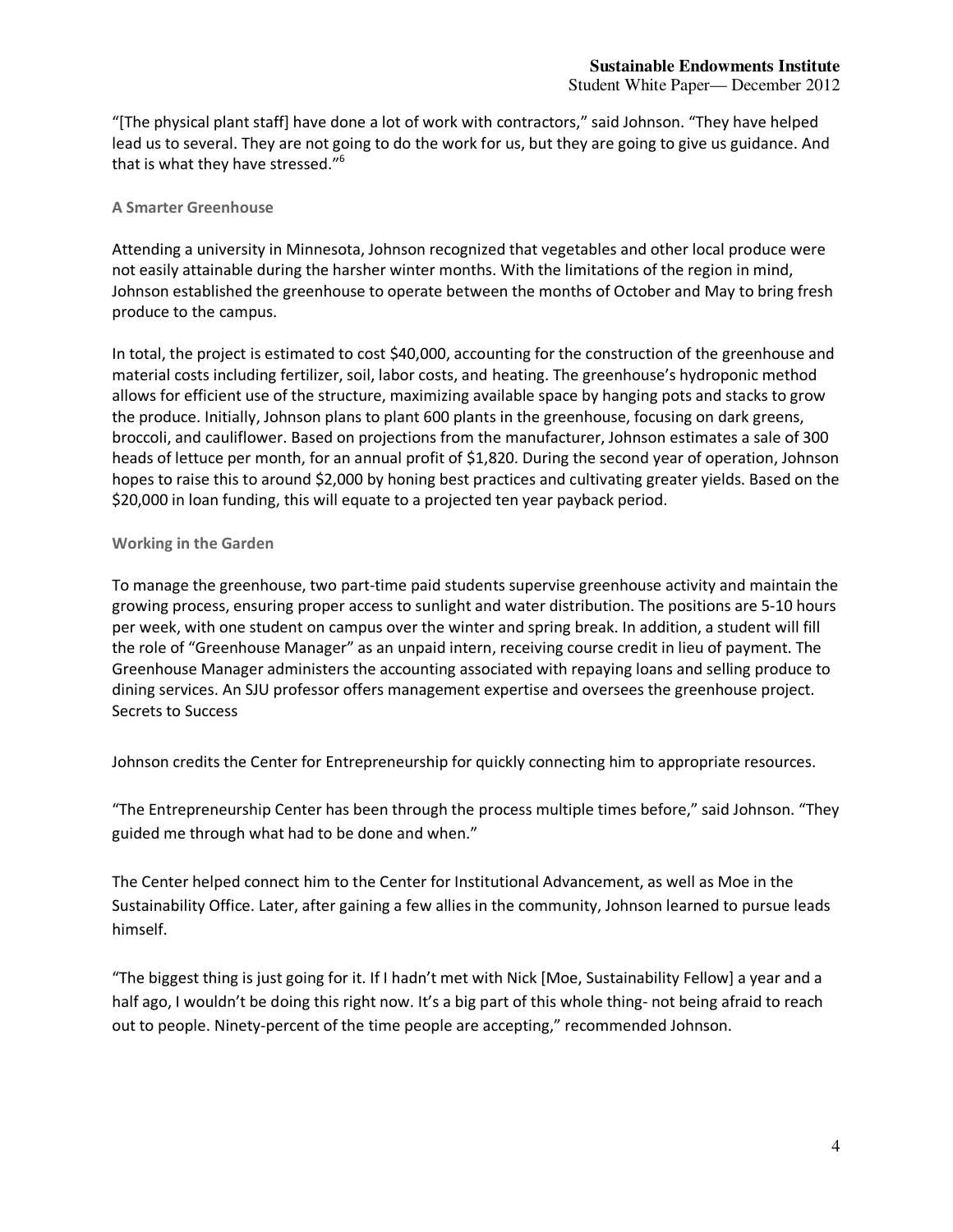"[The physical plant staff] have done a lot of work with contractors," said Johnson. "They have helped lead us to several. They are not going to do the work for us, but they are going to give us guidance. And that is what they have stressed."[6]

### A Smarter Greenhouse

Attending a university in Minnesota, Johnson recognized that vegetables and other local produce were not easily attainable during the harsher winter months. With the limitations of the region in mind, Johnson established the greenhouse to operate between the months of October and May to bring fresh produce to the campus.

In total, the project is estimated to cost $40,000, accounting for the construction of the greenhouse and material costs including fertilizer, soil, labor costs, and heating. The greenhouse's hydroponic method allows for efficient use of the structure, maximizing available space by hanging pots and stacks to grow the produce. Initially, Johnson plans to plant 600 plants in the greenhouse, focusing on dark greens, broccoli, and cauliflower. Based on projections from the manufacturer, Johnson estimates a sale of 300 heads of lettuce per month, for an annual profit of $1,820. During the second year of operation, Johnson hopes to raise this to around $2,000 by honing best practices and cultivating greater yields. Based on the $20,000 in loan funding, this will equate to a projected ten year payback period.

### Working in the Garden

To manage the greenhouse, two part-time paid students supervise greenhouse activity and maintain the growing process, ensuring proper access to sunlight and water distribution. The positions are 5-10 hours per week, with one student on campus over the winter and spring break. In addition, a student will fill the role of "Greenhouse Manager" as an unpaid intern, receiving course credit in lieu of payment. The Greenhouse Manager administers the accounting associated with repaying loans and selling produce to dining services. An SJU professor offers management expertise and oversees the greenhouse project.

### Secrets to Success

Johnson credits the Center for Entrepreneurship for quickly connecting him to appropriate resources.

"The Entrepreneurship Center has been through the process multiple times before," said Johnson. "They guided me through what had to be done and when."

The Center helped connect him to the Center for Institutional Advancement, as well as Moe in the Sustainability Office. Later, after gaining a few allies in the community, Johnson learned to pursue leads himself.

"The biggest thing is just going for it. If I hadn't met with Nick [Moe, Sustainability Fellow] a year and a half ago, I wouldn't be doing this right now. It's a big part of this whole thing- not being afraid to reach out to people. Ninety-percent of the time people are accepting," recommended Johnson.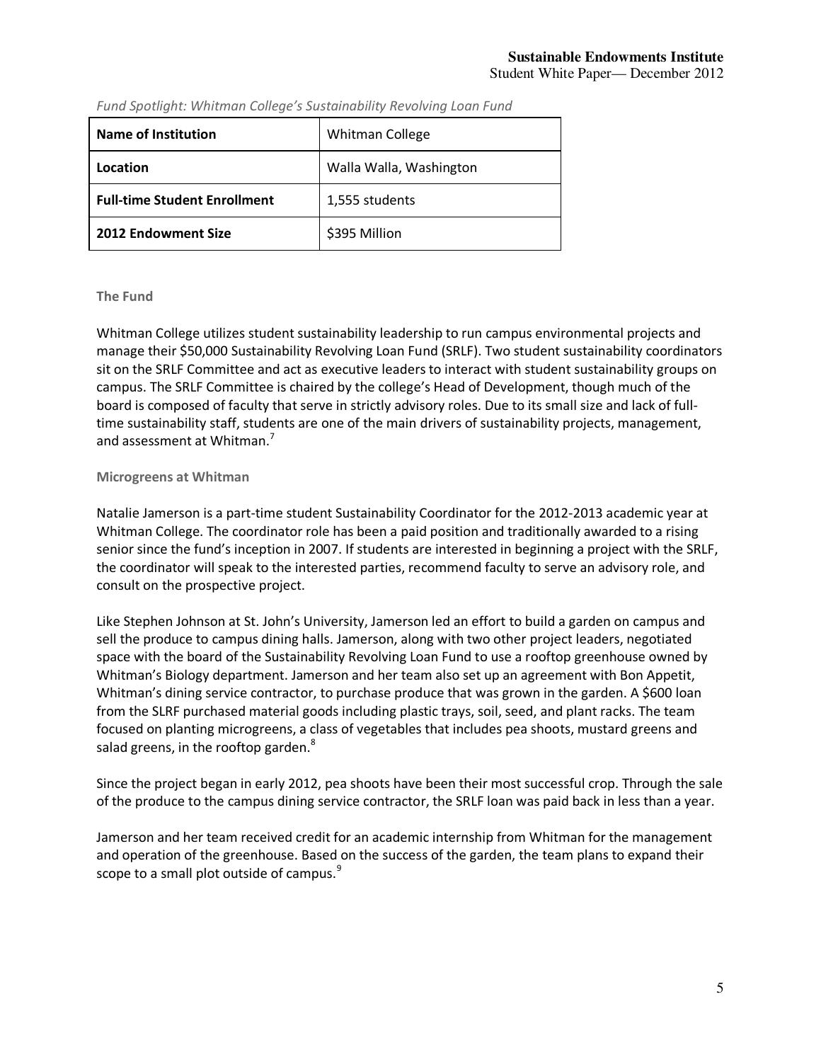*Fund Spotlight: Whitman College's Sustainability Revolving Loan Fund*

| **Name of Institution** | Whitman College |
|---|---|
| **Location** | Walla Walla, Washington |
| **Full-time Student Enrollment** | 1,555 students |
| **2012 Endowment Size** | $395 Million |

### The Fund

Whitman College utilizes student sustainability leadership to run campus environmental projects and manage their $50,000 Sustainability Revolving Loan Fund (SRLF). Two student sustainability coordinators sit on the SRLF Committee and act as executive leaders to interact with student sustainability groups on campus. The SRLF Committee is chaired by the college's Head of Development, though much of the board is composed of faculty that serve in strictly advisory roles. Due to its small size and lack of full-time sustainability staff, students are one of the main drivers of sustainability projects, management, and assessment at Whitman.[7]

### Microgreens at Whitman

Natalie Jamerson is a part-time student Sustainability Coordinator for the 2012-2013 academic year at Whitman College. The coordinator role has been a paid position and traditionally awarded to a rising senior since the fund's inception in 2007. If students are interested in beginning a project with the SRLF, the coordinator will speak to the interested parties, recommend faculty to serve an advisory role, and consult on the prospective project.

Like Stephen Johnson at St. John's University, Jamerson led an effort to build a garden on campus and sell the produce to campus dining halls. Jamerson, along with two other project leaders, negotiated space with the board of the Sustainability Revolving Loan Fund to use a rooftop greenhouse owned by Whitman's Biology department. Jamerson and her team also set up an agreement with Bon Appetit, Whitman's dining service contractor, to purchase produce that was grown in the garden. A $600 loan from the SLRF purchased material goods including plastic trays, soil, seed, and plant racks. The team focused on planting microgreens, a class of vegetables that includes pea shoots, mustard greens and salad greens, in the rooftop garden.[8]

Since the project began in early 2012, pea shoots have been their most successful crop. Through the sale of the produce to the campus dining service contractor, the SRLF loan was paid back in less than a year.

Jamerson and her team received credit for an academic internship from Whitman for the management and operation of the greenhouse. Based on the success of the garden, the team plans to expand their scope to a small plot outside of campus.[9]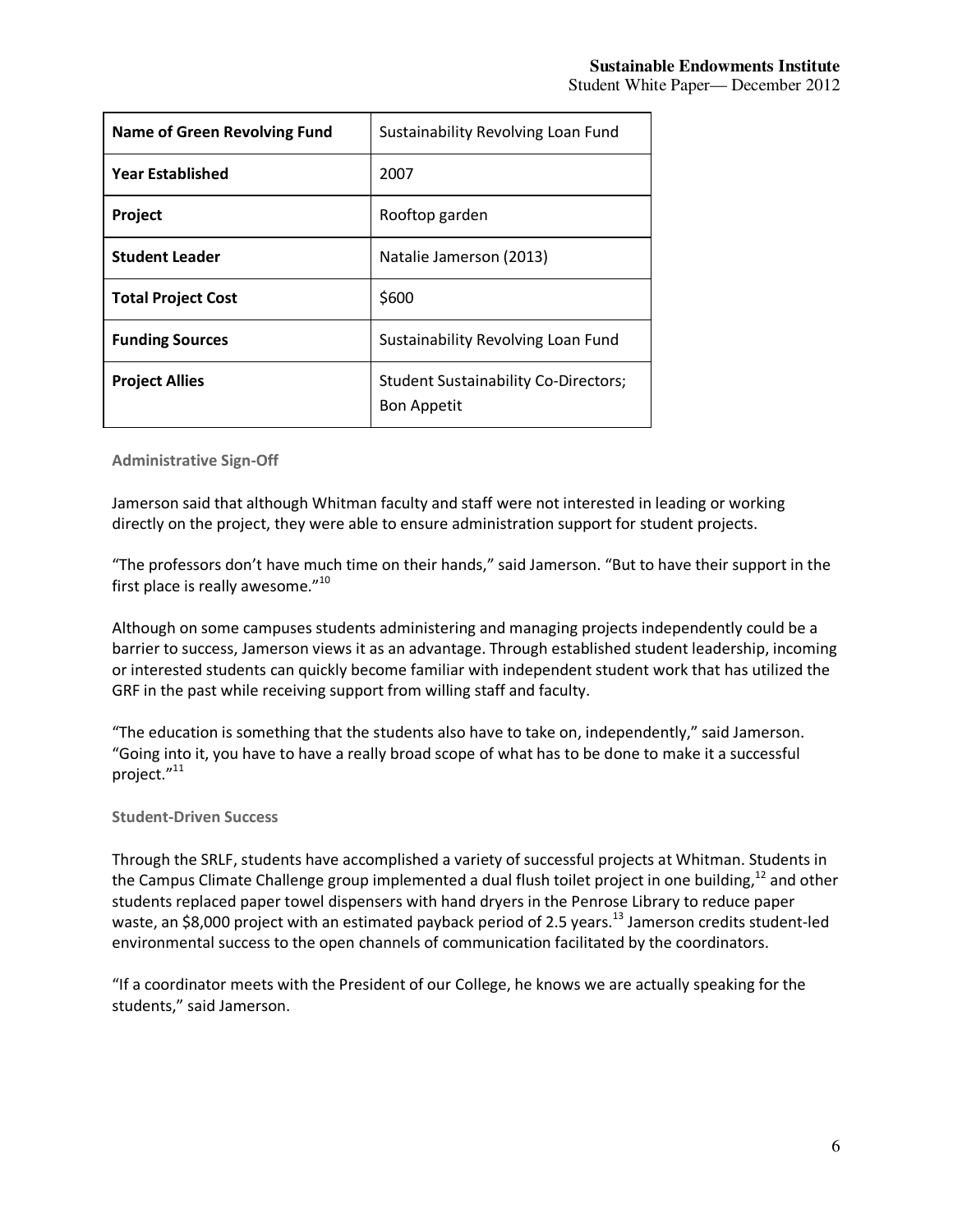| Name of Green Revolving Fund | Sustainability Revolving Loan Fund |
|---|---|
| Year Established | 2007 |
| Project | Rooftop garden |
| Student Leader | Natalie Jamerson (2013) |
| Total Project Cost | $600 |
| Funding Sources | Sustainability Revolving Loan Fund |
| Project Allies | Student Sustainability Co-Directors; Bon Appetit |

### Administrative Sign-Off

Jamerson said that although Whitman faculty and staff were not interested in leading or working directly on the project, they were able to ensure administration support for student projects.

"The professors don't have much time on their hands," said Jamerson. "But to have their support in the first place is really awesome."[10]

Although on some campuses students administering and managing projects independently could be a barrier to success, Jamerson views it as an advantage. Through established student leadership, incoming or interested students can quickly become familiar with independent student work that has utilized the GRF in the past while receiving support from willing staff and faculty.

"The education is something that the students also have to take on, independently," said Jamerson. "Going into it, you have to have a really broad scope of what has to be done to make it a successful project."[11]

### Student-Driven Success

Through the SRLF, students have accomplished a variety of successful projects at Whitman. Students in the Campus Climate Challenge group implemented a dual flush toilet project in one building,[12] and other students replaced paper towel dispensers with hand dryers in the Penrose Library to reduce paper waste, an $8,000 project with an estimated payback period of 2.5 years.[13] Jamerson credits student-led environmental success to the open channels of communication facilitated by the coordinators.

"If a coordinator meets with the President of our College, he knows we are actually speaking for the students," said Jamerson.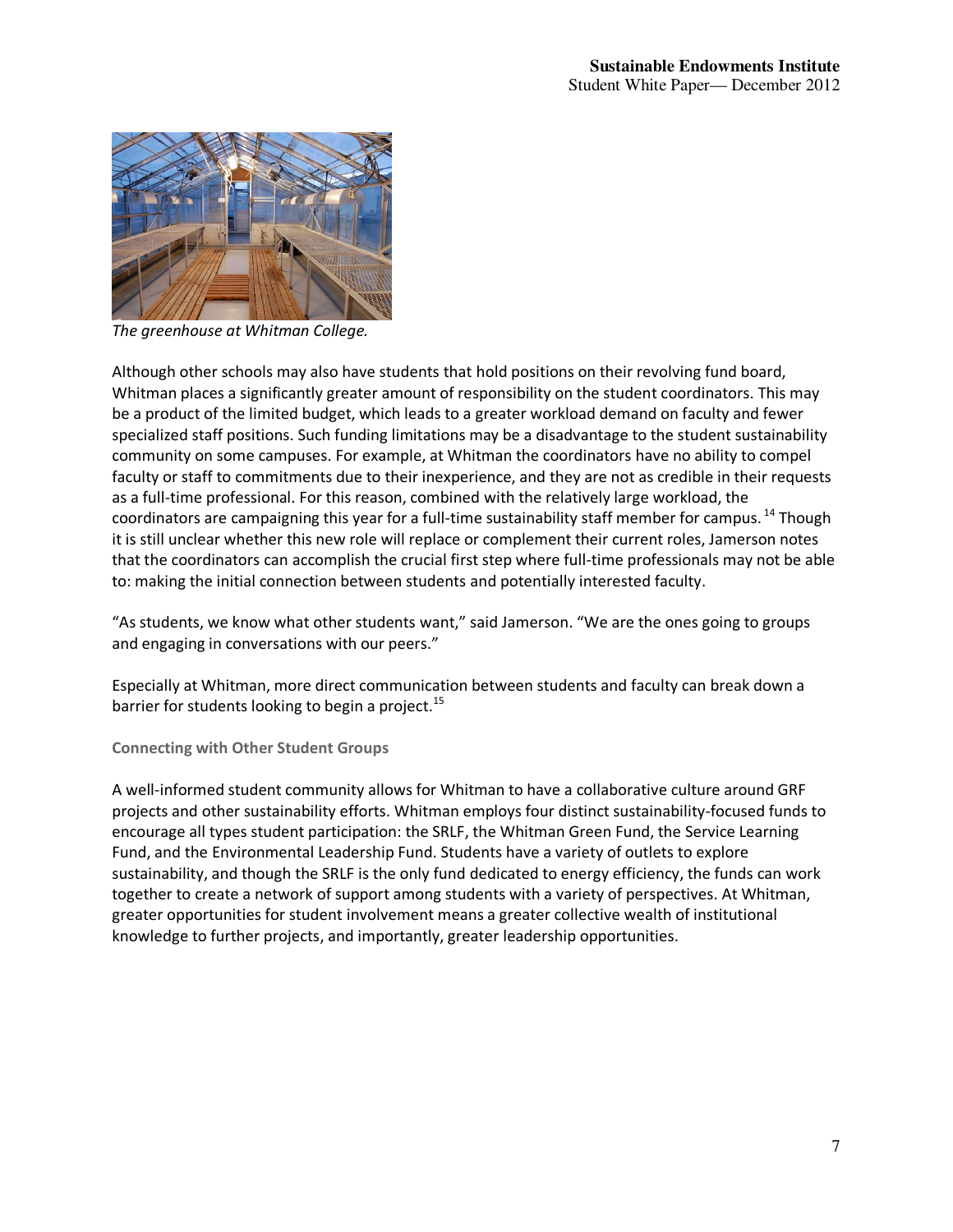*The greenhouse at Whitman College.*

Although other schools may also have students that hold positions on their revolving fund board, Whitman places a significantly greater amount of responsibility on the student coordinators. This may be a product of the limited budget, which leads to a greater workload demand on faculty and fewer specialized staff positions. Such funding limitations may be a disadvantage to the student sustainability community on some campuses. For example, at Whitman the coordinators have no ability to compel faculty or staff to commitments due to their inexperience, and they are not as credible in their requests as a full-time professional. For this reason, combined with the relatively large workload, the coordinators are campaigning this year for a full-time sustainability staff member for campus.[14] Though it is still unclear whether this new role will replace or complement their current roles, Jamerson notes that the coordinators can accomplish the crucial first step where full-time professionals may not be able to: making the initial connection between students and potentially interested faculty.

"As students, we know what other students want," said Jamerson. "We are the ones going to groups and engaging in conversations with our peers."

Especially at Whitman, more direct communication between students and faculty can break down a barrier for students looking to begin a project.[15]

### Connecting with Other Student Groups

A well-informed student community allows for Whitman to have a collaborative culture around GRF projects and other sustainability efforts. Whitman employs four distinct sustainability-focused funds to encourage all types student participation: the SRLF, the Whitman Green Fund, the Service Learning Fund, and the Environmental Leadership Fund. Students have a variety of outlets to explore sustainability, and though the SRLF is the only fund dedicated to energy efficiency, the funds can work together to create a network of support among students with a variety of perspectives. At Whitman, greater opportunities for student involvement means a greater collective wealth of institutional knowledge to further projects, and importantly, greater leadership opportunities.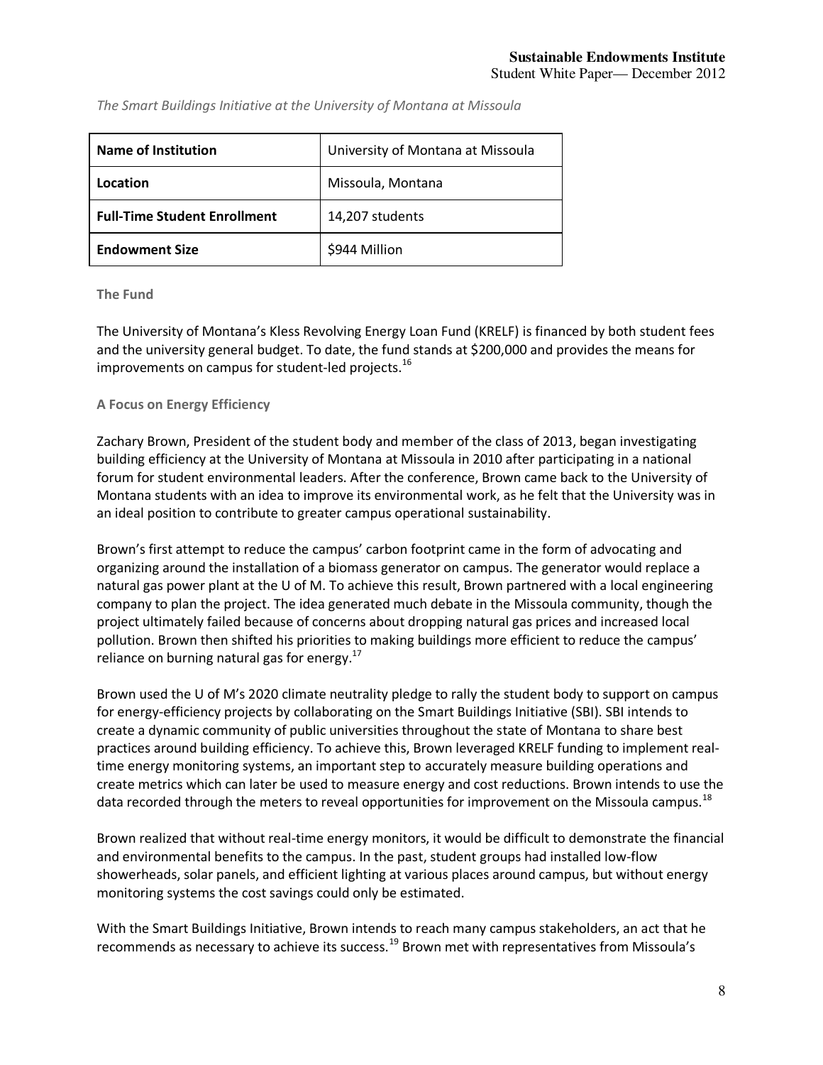*The Smart Buildings Initiative at the University of Montana at Missoula*

| **Name of Institution** | University of Montana at Missoula |
|---|---|
| **Location** | Missoula, Montana |
| **Full-Time Student Enrollment** | 14,207 students |
| **Endowment Size** | $944 Million |

### The Fund

The University of Montana's Kless Revolving Energy Loan Fund (KRELF) is financed by both student fees and the university general budget. To date, the fund stands at $200,000 and provides the means for improvements on campus for student-led projects.[16]

### A Focus on Energy Efficiency

Zachary Brown, President of the student body and member of the class of 2013, began investigating building efficiency at the University of Montana at Missoula in 2010 after participating in a national forum for student environmental leaders. After the conference, Brown came back to the University of Montana students with an idea to improve its environmental work, as he felt that the University was in an ideal position to contribute to greater campus operational sustainability.

Brown's first attempt to reduce the campus' carbon footprint came in the form of advocating and organizing around the installation of a biomass generator on campus. The generator would replace a natural gas power plant at the U of M. To achieve this result, Brown partnered with a local engineering company to plan the project. The idea generated much debate in the Missoula community, though the project ultimately failed because of concerns about dropping natural gas prices and increased local pollution. Brown then shifted his priorities to making buildings more efficient to reduce the campus' reliance on burning natural gas for energy.[17]

Brown used the U of M's 2020 climate neutrality pledge to rally the student body to support on campus for energy-efficiency projects by collaborating on the Smart Buildings Initiative (SBI). SBI intends to create a dynamic community of public universities throughout the state of Montana to share best practices around building efficiency. To achieve this, Brown leveraged KRELF funding to implement real-time energy monitoring systems, an important step to accurately measure building operations and create metrics which can later be used to measure energy and cost reductions. Brown intends to use the data recorded through the meters to reveal opportunities for improvement on the Missoula campus.[18]

Brown realized that without real-time energy monitors, it would be difficult to demonstrate the financial and environmental benefits to the campus. In the past, student groups had installed low-flow showerheads, solar panels, and efficient lighting at various places around campus, but without energy monitoring systems the cost savings could only be estimated.

With the Smart Buildings Initiative, Brown intends to reach many campus stakeholders, an act that he recommends as necessary to achieve its success.[19] Brown met with representatives from Missoula's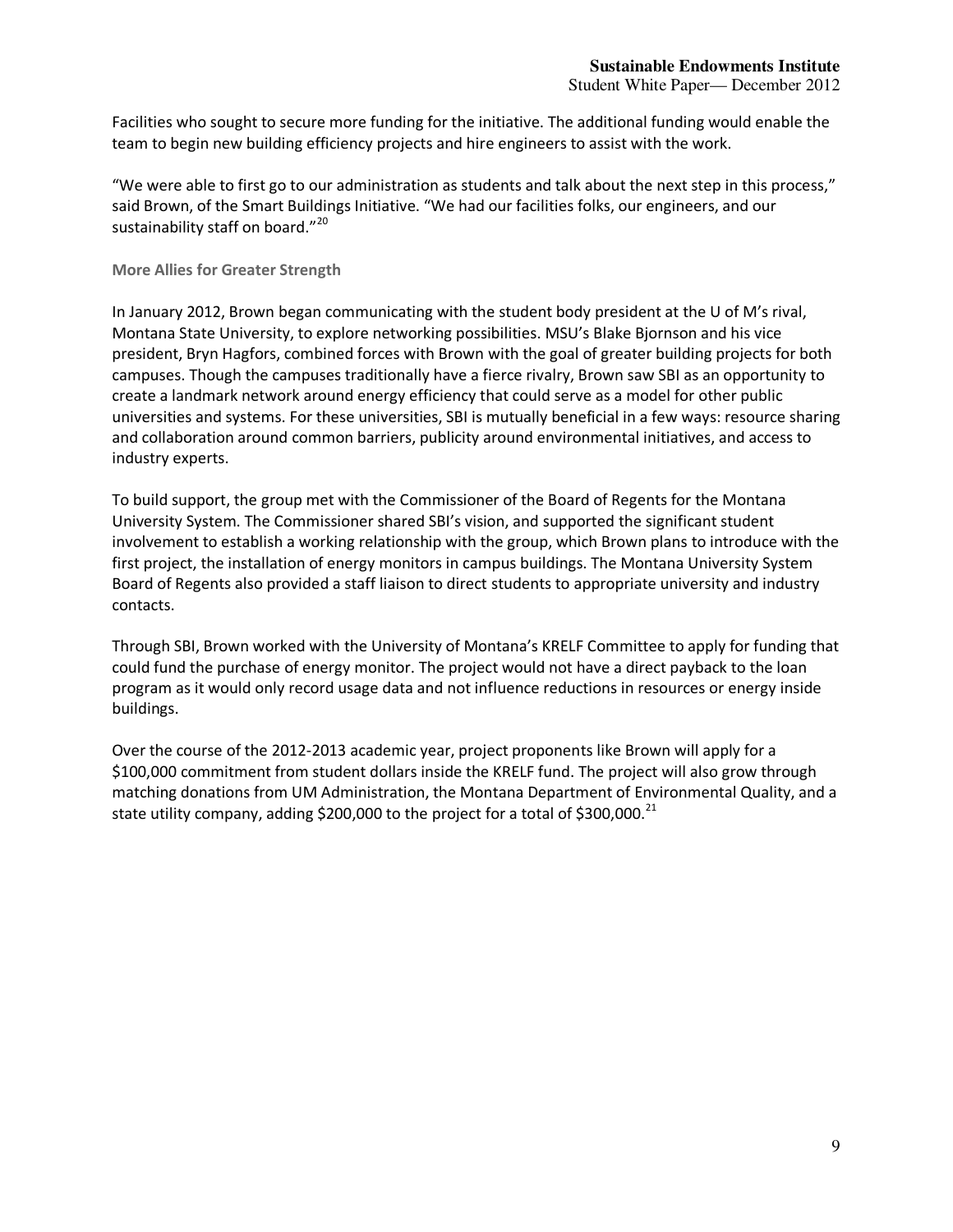Facilities who sought to secure more funding for the initiative. The additional funding would enable the team to begin new building efficiency projects and hire engineers to assist with the work.

"We were able to first go to our administration as students and talk about the next step in this process," said Brown, of the Smart Buildings Initiative. "We had our facilities folks, our engineers, and our sustainability staff on board."[20]

### More Allies for Greater Strength

In January 2012, Brown began communicating with the student body president at the U of M's rival, Montana State University, to explore networking possibilities. MSU's Blake Bjornson and his vice president, Bryn Hagfors, combined forces with Brown with the goal of greater building projects for both campuses. Though the campuses traditionally have a fierce rivalry, Brown saw SBI as an opportunity to create a landmark network around energy efficiency that could serve as a model for other public universities and systems. For these universities, SBI is mutually beneficial in a few ways: resource sharing and collaboration around common barriers, publicity around environmental initiatives, and access to industry experts.

To build support, the group met with the Commissioner of the Board of Regents for the Montana University System. The Commissioner shared SBI's vision, and supported the significant student involvement to establish a working relationship with the group, which Brown plans to introduce with the first project, the installation of energy monitors in campus buildings. The Montana University System Board of Regents also provided a staff liaison to direct students to appropriate university and industry contacts.

Through SBI, Brown worked with the University of Montana's KRELF Committee to apply for funding that could fund the purchase of energy monitor. The project would not have a direct payback to the loan program as it would only record usage data and not influence reductions in resources or energy inside buildings.

Over the course of the 2012-2013 academic year, project proponents like Brown will apply for a $100,000 commitment from student dollars inside the KRELF fund. The project will also grow through matching donations from UM Administration, the Montana Department of Environmental Quality, and a state utility company, adding $200,000 to the project for a total of $300,000.[21]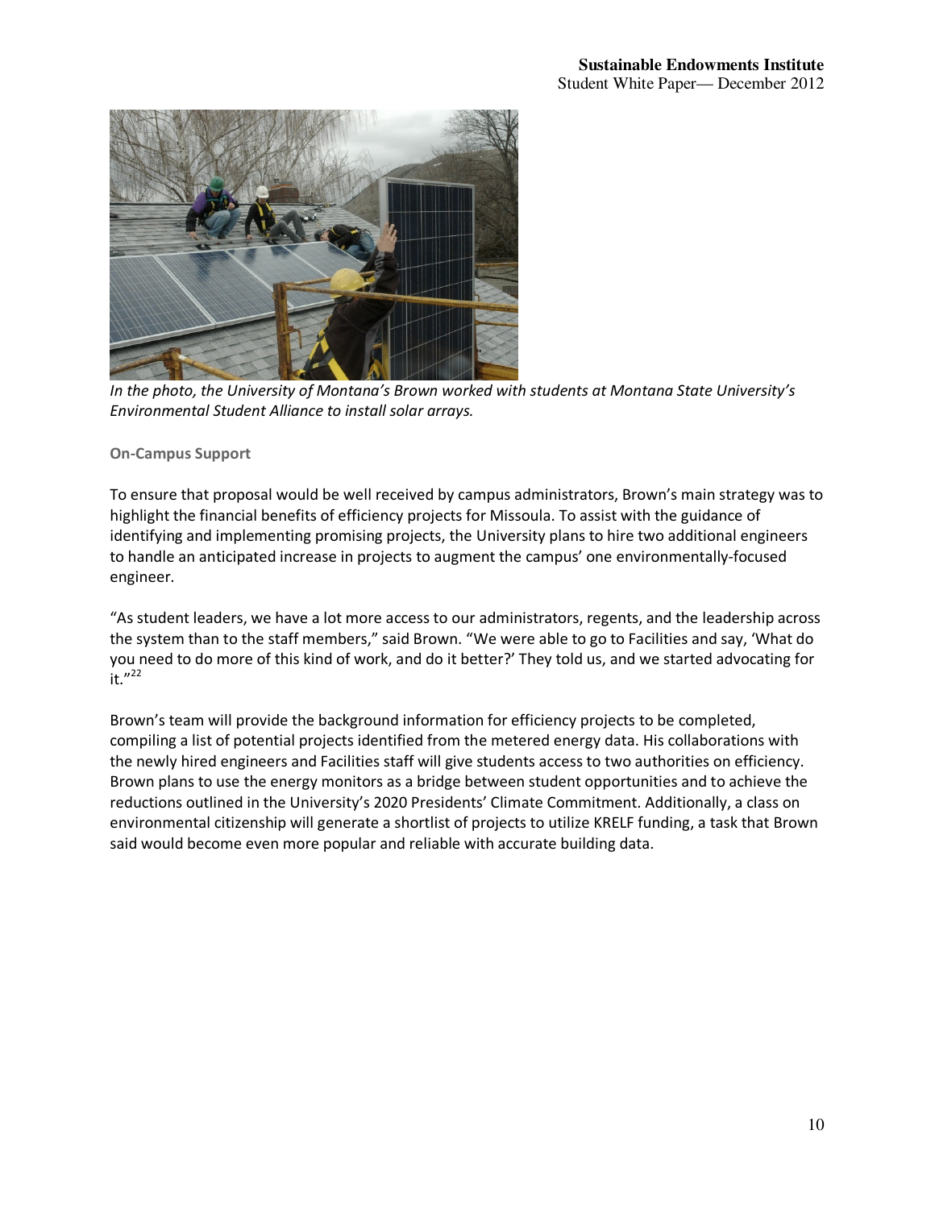*In the photo, the University of Montana's Brown worked with students at Montana State University's Environmental Student Alliance to install solar arrays.*

### On-Campus Support

To ensure that proposal would be well received by campus administrators, Brown's main strategy was to highlight the financial benefits of efficiency projects for Missoula. To assist with the guidance of identifying and implementing promising projects, the University plans to hire two additional engineers to handle an anticipated increase in projects to augment the campus' one environmentally-focused engineer.

"As student leaders, we have a lot more access to our administrators, regents, and the leadership across the system than to the staff members," said Brown. "We were able to go to Facilities and say, 'What do you need to do more of this kind of work, and do it better?' They told us, and we started advocating for it."[22]

Brown's team will provide the background information for efficiency projects to be completed, compiling a list of potential projects identified from the metered energy data. His collaborations with the newly hired engineers and Facilities staff will give students access to two authorities on efficiency. Brown plans to use the energy monitors as a bridge between student opportunities and to achieve the reductions outlined in the University's 2020 Presidents' Climate Commitment. Additionally, a class on environmental citizenship will generate a shortlist of projects to utilize KRELF funding, a task that Brown said would become even more popular and reliable with accurate building data.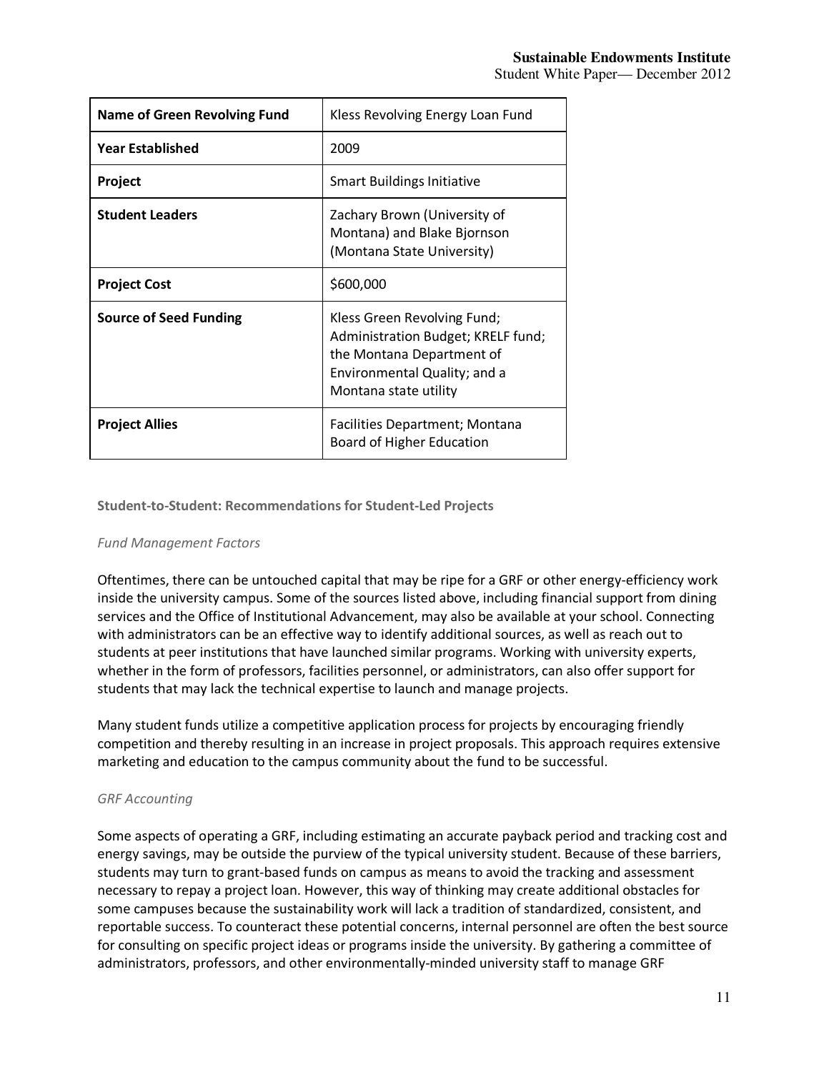| Name of Green Revolving Fund | Kless Revolving Energy Loan Fund |
| --- | --- |
| **Year Established** | 2009 |
| **Project** | Smart Buildings Initiative |
| **Student Leaders** | Zachary Brown (University of Montana) and Blake Bjornson (Montana State University) |
| **Project Cost** | $600,000 |
| **Source of Seed Funding** | Kless Green Revolving Fund; Administration Budget; KRELF fund; the Montana Department of Environmental Quality; and a Montana state utility |
| **Project Allies** | Facilities Department; Montana Board of Higher Education |

### Student-to-Student: Recommendations for Student-Led Projects

*Fund Management Factors*

Oftentimes, there can be untouched capital that may be ripe for a GRF or other energy-efficiency work inside the university campus. Some of the sources listed above, including financial support from dining services and the Office of Institutional Advancement, may also be available at your school. Connecting with administrators can be an effective way to identify additional sources, as well as reach out to students at peer institutions that have launched similar programs. Working with university experts, whether in the form of professors, facilities personnel, or administrators, can also offer support for students that may lack the technical expertise to launch and manage projects.

Many student funds utilize a competitive application process for projects by encouraging friendly competition and thereby resulting in an increase in project proposals. This approach requires extensive marketing and education to the campus community about the fund to be successful.

*GRF Accounting*

Some aspects of operating a GRF, including estimating an accurate payback period and tracking cost and energy savings, may be outside the purview of the typical university student. Because of these barriers, students may turn to grant-based funds on campus as means to avoid the tracking and assessment necessary to repay a project loan. However, this way of thinking may create additional obstacles for some campuses because the sustainability work will lack a tradition of standardized, consistent, and reportable success. To counteract these potential concerns, internal personnel are often the best source for consulting on specific project ideas or programs inside the university. By gathering a committee of administrators, professors, and other environmentally-minded university staff to manage GRF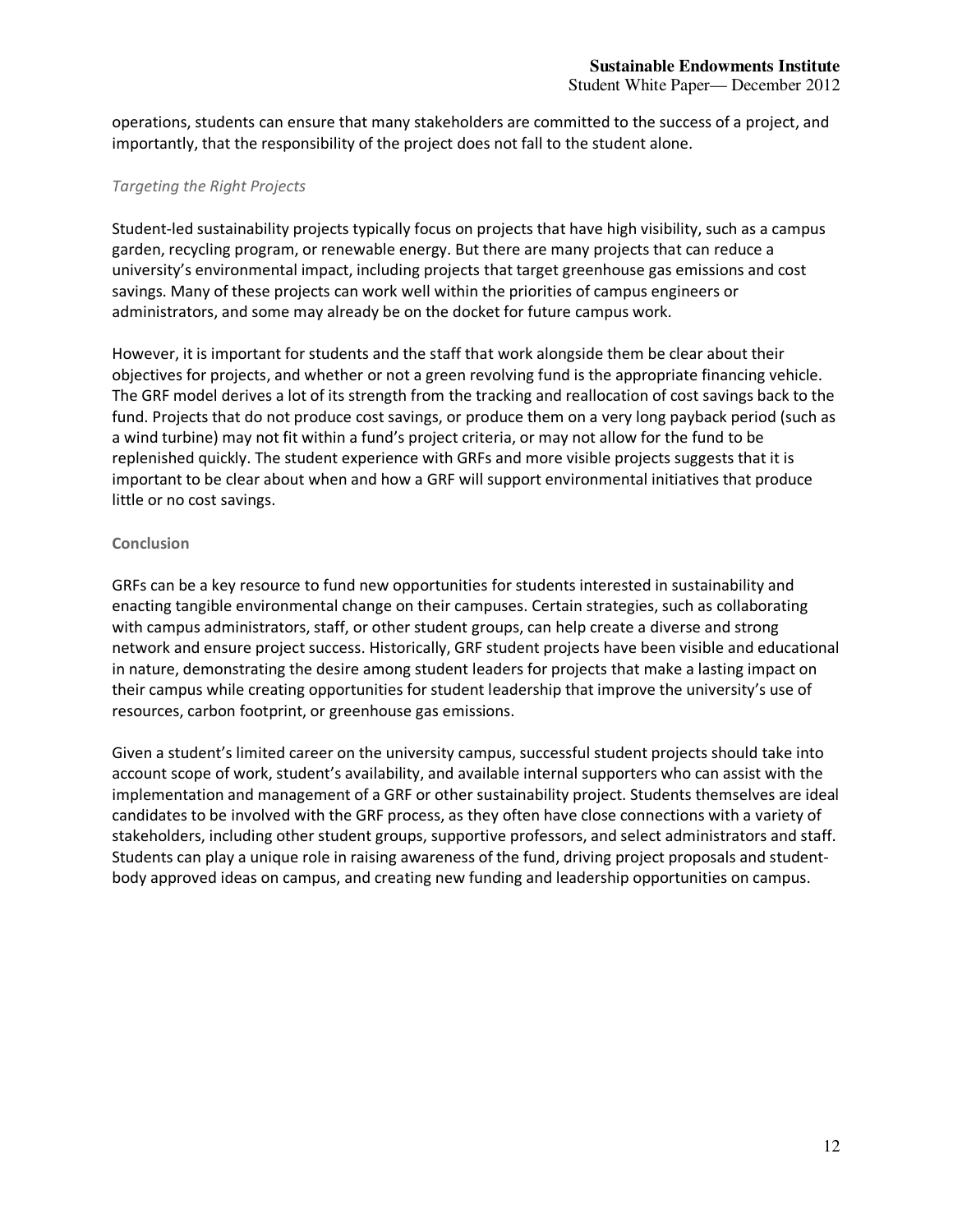operations, students can ensure that many stakeholders are committed to the success of a project, and importantly, that the responsibility of the project does not fall to the student alone.

### *Targeting the Right Projects*

Student-led sustainability projects typically focus on projects that have high visibility, such as a campus garden, recycling program, or renewable energy. But there are many projects that can reduce a university's environmental impact, including projects that target greenhouse gas emissions and cost savings. Many of these projects can work well within the priorities of campus engineers or administrators, and some may already be on the docket for future campus work.

However, it is important for students and the staff that work alongside them be clear about their objectives for projects, and whether or not a green revolving fund is the appropriate financing vehicle. The GRF model derives a lot of its strength from the tracking and reallocation of cost savings back to the fund. Projects that do not produce cost savings, or produce them on a very long payback period (such as a wind turbine) may not fit within a fund's project criteria, or may not allow for the fund to be replenished quickly. The student experience with GRFs and more visible projects suggests that it is important to be clear about when and how a GRF will support environmental initiatives that produce little or no cost savings.

## Conclusion

GRFs can be a key resource to fund new opportunities for students interested in sustainability and enacting tangible environmental change on their campuses. Certain strategies, such as collaborating with campus administrators, staff, or other student groups, can help create a diverse and strong network and ensure project success. Historically, GRF student projects have been visible and educational in nature, demonstrating the desire among student leaders for projects that make a lasting impact on their campus while creating opportunities for student leadership that improve the university's use of resources, carbon footprint, or greenhouse gas emissions.

Given a student's limited career on the university campus, successful student projects should take into account scope of work, student's availability, and available internal supporters who can assist with the implementation and management of a GRF or other sustainability project. Students themselves are ideal candidates to be involved with the GRF process, as they often have close connections with a variety of stakeholders, including other student groups, supportive professors, and select administrators and staff. Students can play a unique role in raising awareness of the fund, driving project proposals and student-body approved ideas on campus, and creating new funding and leadership opportunities on campus.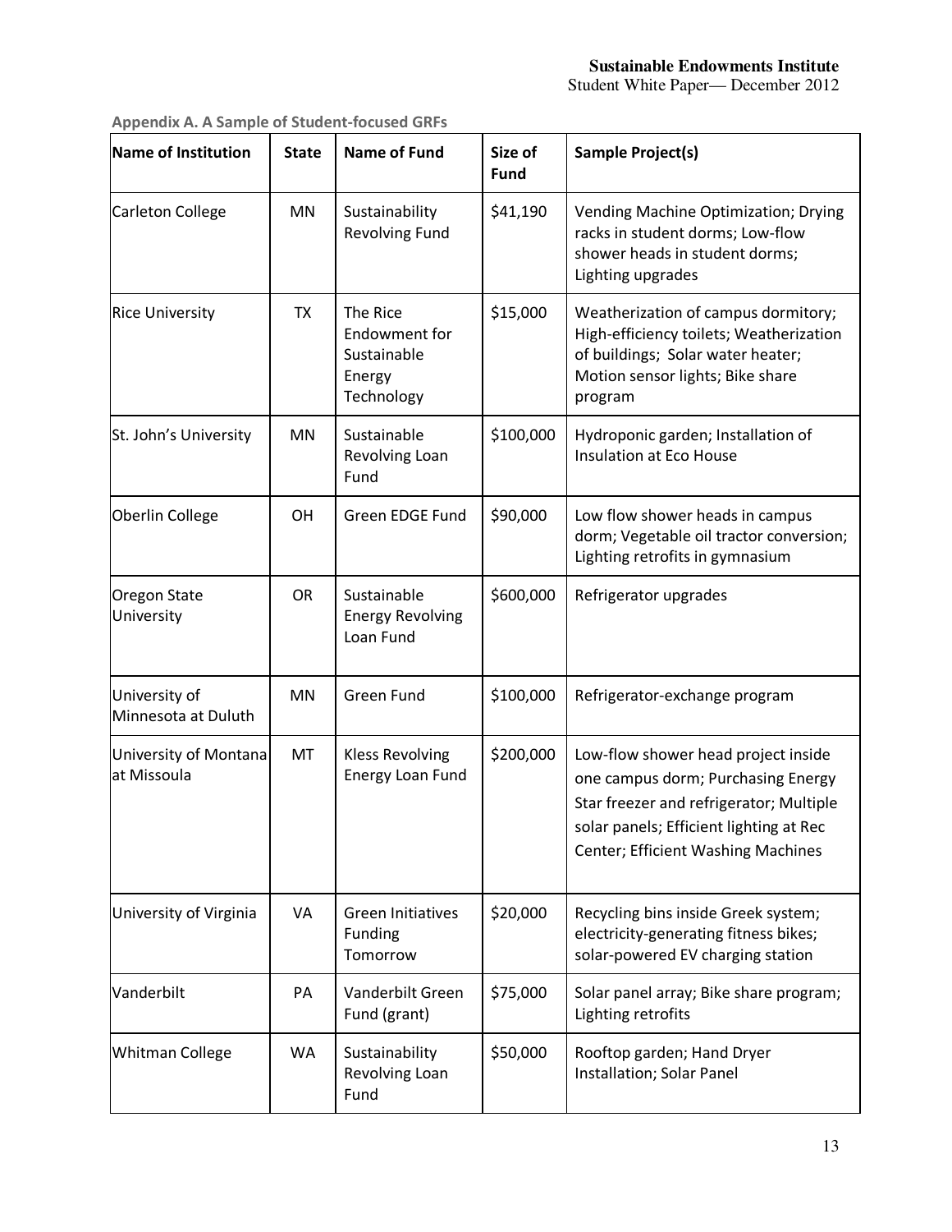**Appendix A. A Sample of Student-focused GRFs**

| Name of Institution | State | Name of Fund | Size of Fund | Sample Project(s) |
|---|---|---|---|---|
| Carleton College | MN | Sustainability Revolving Fund | $41,190 | Vending Machine Optimization; Drying racks in student dorms; Low-flow shower heads in student dorms; Lighting upgrades |
| Rice University | TX | The Rice Endowment for Sustainable Energy Technology | $15,000 | Weatherization of campus dormitory; High-efficiency toilets; Weatherization of buildings; Solar water heater; Motion sensor lights; Bike share program |
| St. John's University | MN | Sustainable Revolving Loan Fund | $100,000 | Hydroponic garden; Installation of Insulation at Eco House |
| Oberlin College | OH | Green EDGE Fund | $90,000 | Low flow shower heads in campus dorm; Vegetable oil tractor conversion; Lighting retrofits in gymnasium |
| Oregon State University | OR | Sustainable Energy Revolving Loan Fund | $600,000 | Refrigerator upgrades |
| University of Minnesota at Duluth | MN | Green Fund | $100,000 | Refrigerator-exchange program |
| University of Montana at Missoula | MT | Kless Revolving Energy Loan Fund | $200,000 | Low-flow shower head project inside one campus dorm; Purchasing Energy Star freezer and refrigerator; Multiple solar panels; Efficient lighting at Rec Center; Efficient Washing Machines |
| University of Virginia | VA | Green Initiatives Funding Tomorrow | $20,000 | Recycling bins inside Greek system; electricity-generating fitness bikes; solar-powered EV charging station |
| Vanderbilt | PA | Vanderbilt Green Fund (grant) | $75,000 | Solar panel array; Bike share program; Lighting retrofits |
| Whitman College | WA | Sustainability Revolving Loan Fund | $50,000 | Rooftop garden; Hand Dryer Installation; Solar Panel |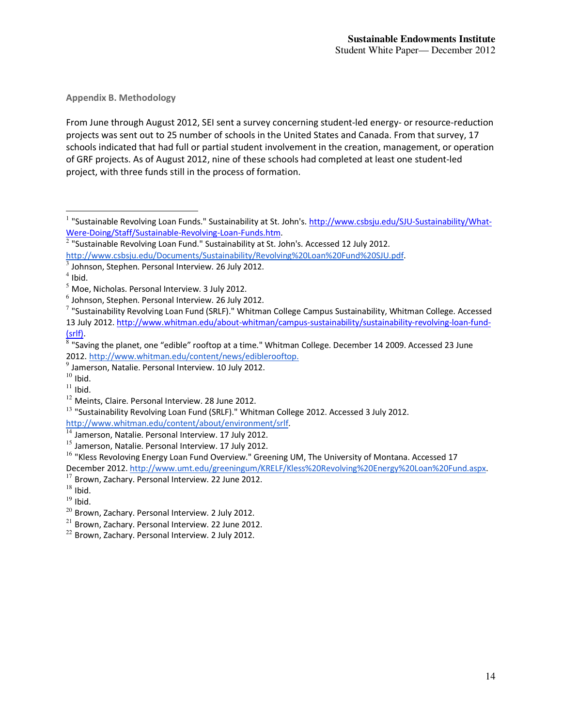### Appendix B. Methodology

From June through August 2012, SEI sent a survey concerning student-led energy- or resource-reduction projects was sent out to 25 number of schools in the United States and Canada. From that survey, 17 schools indicated that had full or partial student involvement in the creation, management, or operation of GRF projects. As of August 2012, nine of these schools had completed at least one student-led project, with three funds still in the process of formation.

---

[1] "Sustainable Revolving Loan Funds." Sustainability at St. John's. http://www.csbsju.edu/SJU-Sustainability/What-Were-Doing/Staff/Sustainable-Revolving-Loan-Funds.htm.

[2] "Sustainable Revolving Loan Fund." Sustainability at St. John's. Accessed 12 July 2012. http://www.csbsju.edu/Documents/Sustainability/Revolving%20Loan%20Fund%20SJU.pdf.

[3] Johnson, Stephen. Personal Interview. 26 July 2012.

[4] Ibid.

[5] Moe, Nicholas. Personal Interview. 3 July 2012.

[6] Johnson, Stephen. Personal Interview. 26 July 2012.

[7] "Sustainability Revolving Loan Fund (SRLF)." Whitman College Campus Sustainability, Whitman College. Accessed 13 July 2012. http://www.whitman.edu/about-whitman/campus-sustainability/sustainability-revolving-loan-fund-(srlf).

[8] "Saving the planet, one "edible" rooftop at a time." Whitman College. December 14 2009. Accessed 23 June 2012. http://www.whitman.edu/content/news/ediblerooftop.

[9] Jamerson, Natalie. Personal Interview. 10 July 2012.

[10] Ibid.

[11] Ibid.

[12] Meints, Claire. Personal Interview. 28 June 2012.

[13] "Sustainability Revolving Loan Fund (SRLF)." Whitman College 2012. Accessed 3 July 2012. http://www.whitman.edu/content/about/environment/srlf.

[14] Jamerson, Natalie. Personal Interview. 17 July 2012.

[15] Jamerson, Natalie. Personal Interview. 17 July 2012.

[16] "Kless Revoloving Energy Loan Fund Overview." Greening UM, The University of Montana. Accessed 17 December 2012. http://www.umt.edu/greeningum/KRELF/Kless%20Revolving%20Energy%20Loan%20Fund.aspx.

[17] Brown, Zachary. Personal Interview. 22 June 2012.

[18] Ibid.

[19] Ibid.

[20] Brown, Zachary. Personal Interview. 2 July 2012.

[21] Brown, Zachary. Personal Interview. 22 June 2012.

[22] Brown, Zachary. Personal Interview. 2 July 2012.